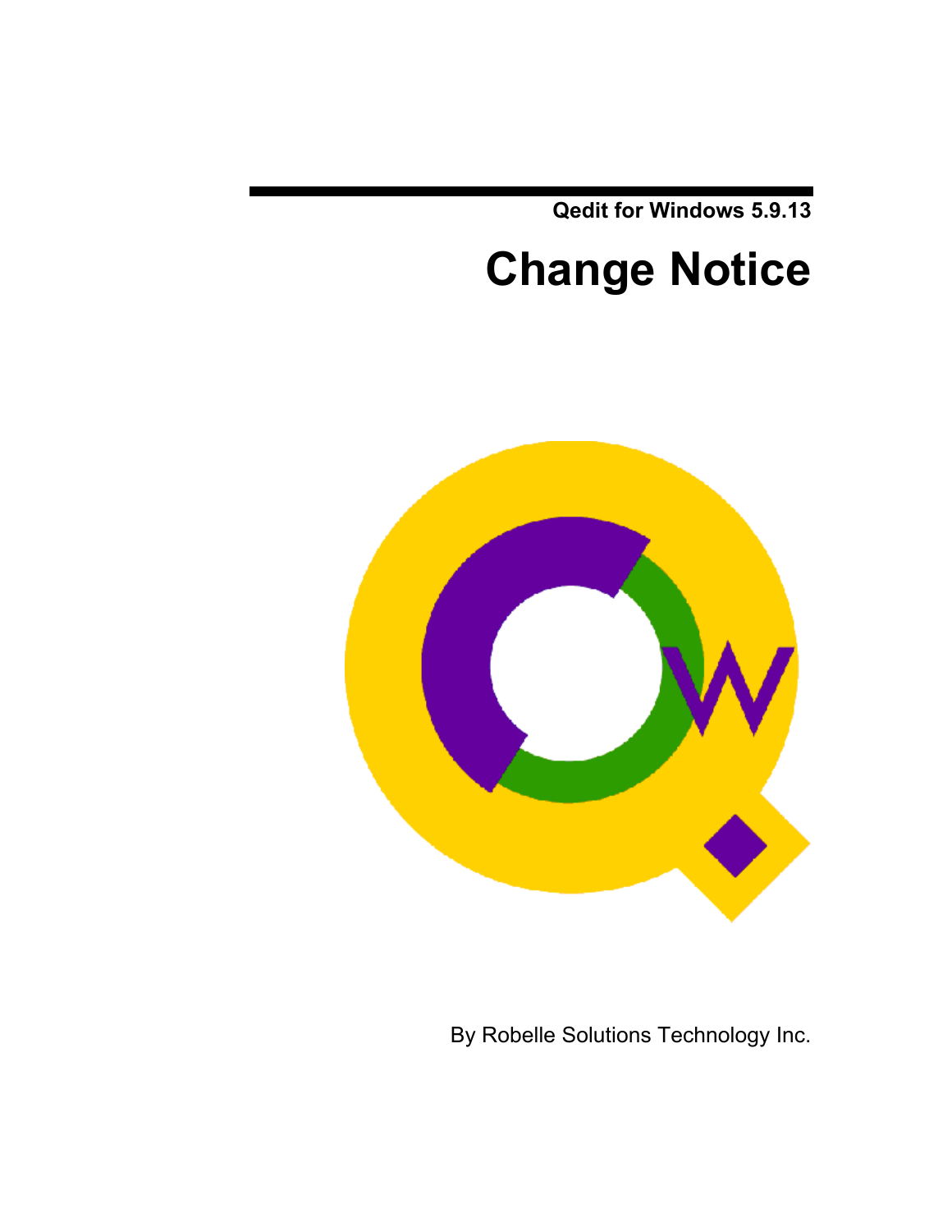**Qedit for Windows 5.9.13**

# Change Notice

By Robelle Solutions Technology Inc.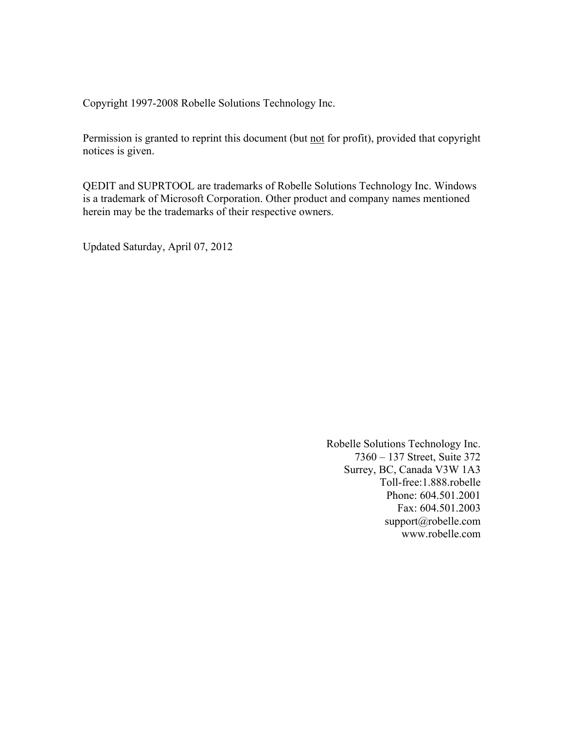Copyright 1997-2008 Robelle Solutions Technology Inc.

Permission is granted to reprint this document (but <u>not</u> for profit), provided that copyright notices is given.

QEDIT and SUPRTOOL are trademarks of Robelle Solutions Technology Inc. Windows is a trademark of Microsoft Corporation. Other product and company names mentioned herein may be the trademarks of their respective owners.

Updated Saturday, April 07, 2012

Robelle Solutions Technology Inc.  
7360 – 137 Street, Suite 372  
Surrey, BC, Canada V3W 1A3  
Toll-free:1.888.robelle  
Phone: 604.501.2001  
Fax: 604.501.2003  
support@robelle.com  
www.robelle.com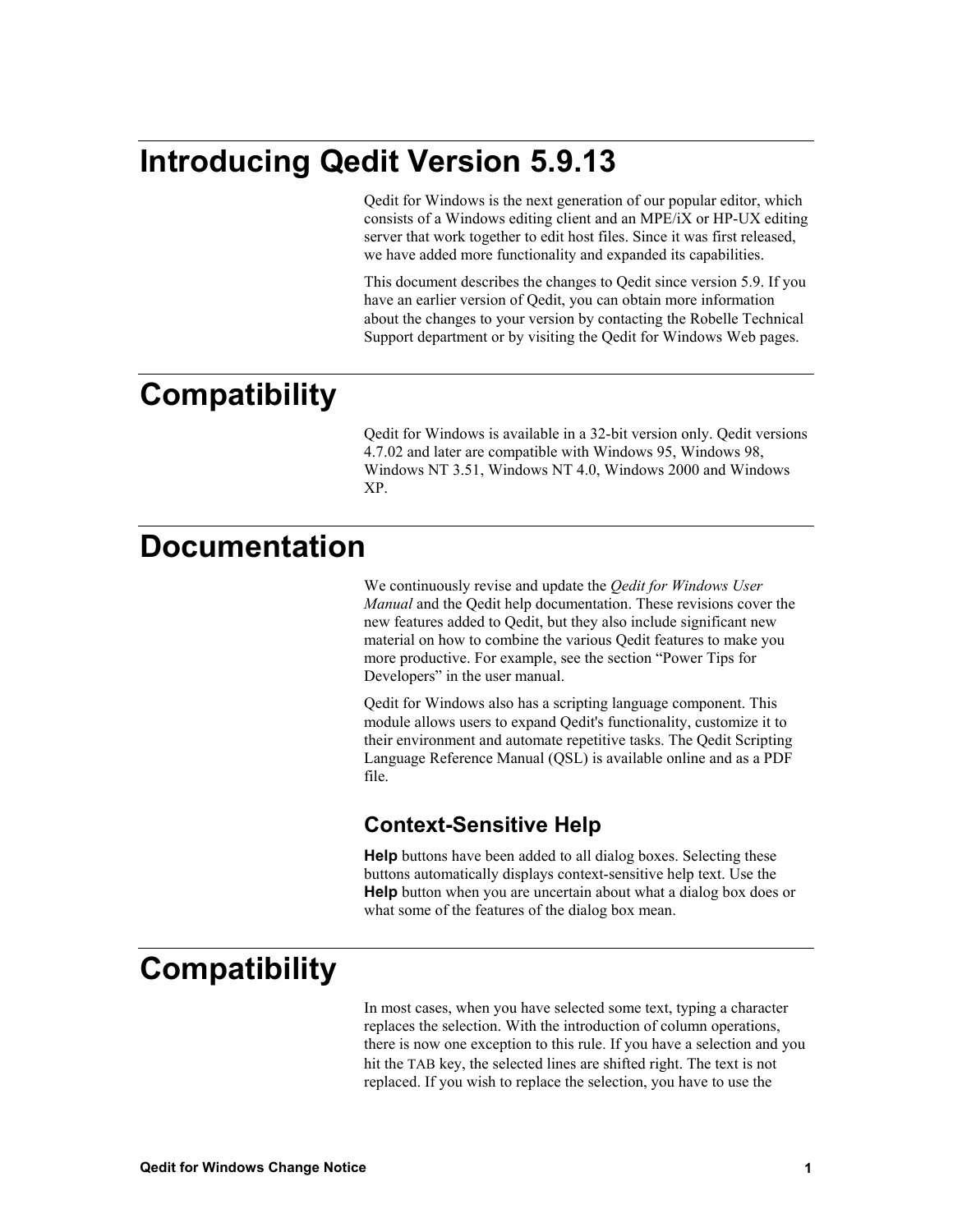# Introducing Qedit Version 5.9.13

Qedit for Windows is the next generation of our popular editor, which consists of a Windows editing client and an MPE/iX or HP-UX editing server that work together to edit host files. Since it was first released, we have added more functionality and expanded its capabilities.

This document describes the changes to Qedit since version 5.9. If you have an earlier version of Qedit, you can obtain more information about the changes to your version by contacting the Robelle Technical Support department or by visiting the Qedit for Windows Web pages.

# Compatibility

Qedit for Windows is available in a 32-bit version only. Qedit versions 4.7.02 and later are compatible with Windows 95, Windows 98, Windows NT 3.51, Windows NT 4.0, Windows 2000 and Windows XP.

# Documentation

We continuously revise and update the *Qedit for Windows User Manual* and the Qedit help documentation. These revisions cover the new features added to Qedit, but they also include significant new material on how to combine the various Qedit features to make you more productive. For example, see the section “Power Tips for Developers” in the user manual.

Qedit for Windows also has a scripting language component. This module allows users to expand Qedit's functionality, customize it to their environment and automate repetitive tasks. The Qedit Scripting Language Reference Manual (QSL) is available online and as a PDF file.

## Context-Sensitive Help

**Help** buttons have been added to all dialog boxes. Selecting these buttons automatically displays context-sensitive help text. Use the **Help** button when you are uncertain about what a dialog box does or what some of the features of the dialog box mean.

# Compatibility

In most cases, when you have selected some text, typing a character replaces the selection. With the introduction of column operations, there is now one exception to this rule. If you have a selection and you hit the TAB key, the selected lines are shifted right. The text is not replaced. If you wish to replace the selection, you have to use the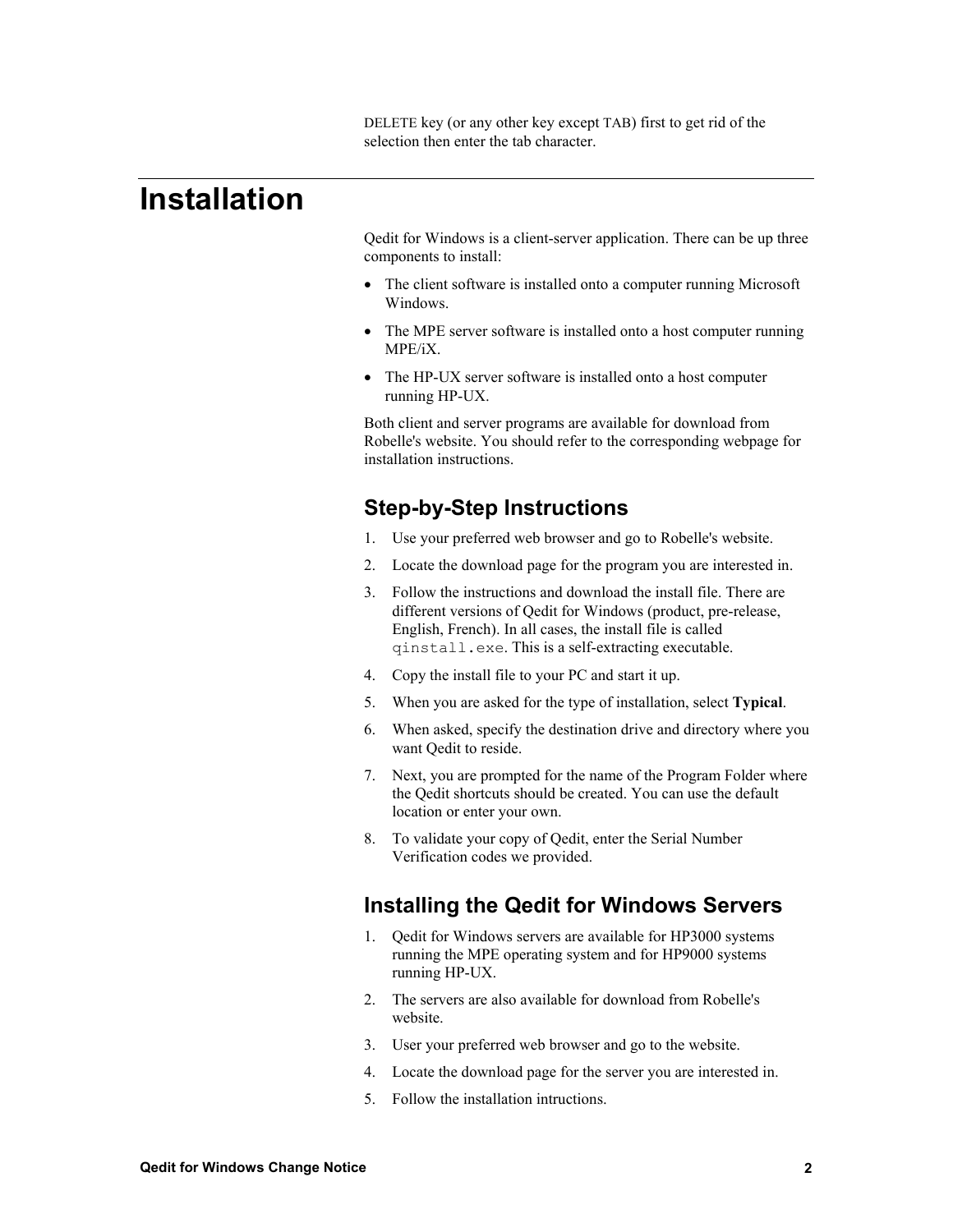DELETE key (or any other key except TAB) first to get rid of the selection then enter the tab character.

# Installation

Qedit for Windows is a client-server application. There can be up three components to install:

- The client software is installed onto a computer running Microsoft Windows.
- The MPE server software is installed onto a host computer running MPE/iX.
- The HP-UX server software is installed onto a host computer running HP-UX.

Both client and server programs are available for download from Robelle's website. You should refer to the corresponding webpage for installation instructions.

## Step-by-Step Instructions

1. Use your preferred web browser and go to Robelle's website.
2. Locate the download page for the program you are interested in.
3. Follow the instructions and download the install file. There are different versions of Qedit for Windows (product, pre-release, English, French). In all cases, the install file is called `qinstall.exe`. This is a self-extracting executable.
4. Copy the install file to your PC and start it up.
5. When you are asked for the type of installation, select **Typical**.
6. When asked, specify the destination drive and directory where you want Qedit to reside.
7. Next, you are prompted for the name of the Program Folder where the Qedit shortcuts should be created. You can use the default location or enter your own.
8. To validate your copy of Qedit, enter the Serial Number Verification codes we provided.

## Installing the Qedit for Windows Servers

1. Qedit for Windows servers are available for HP3000 systems running the MPE operating system and for HP9000 systems running HP-UX.
2. The servers are also available for download from Robelle's website.
3. User your preferred web browser and go to the website.
4. Locate the download page for the server you are interested in.
5. Follow the installation intructions.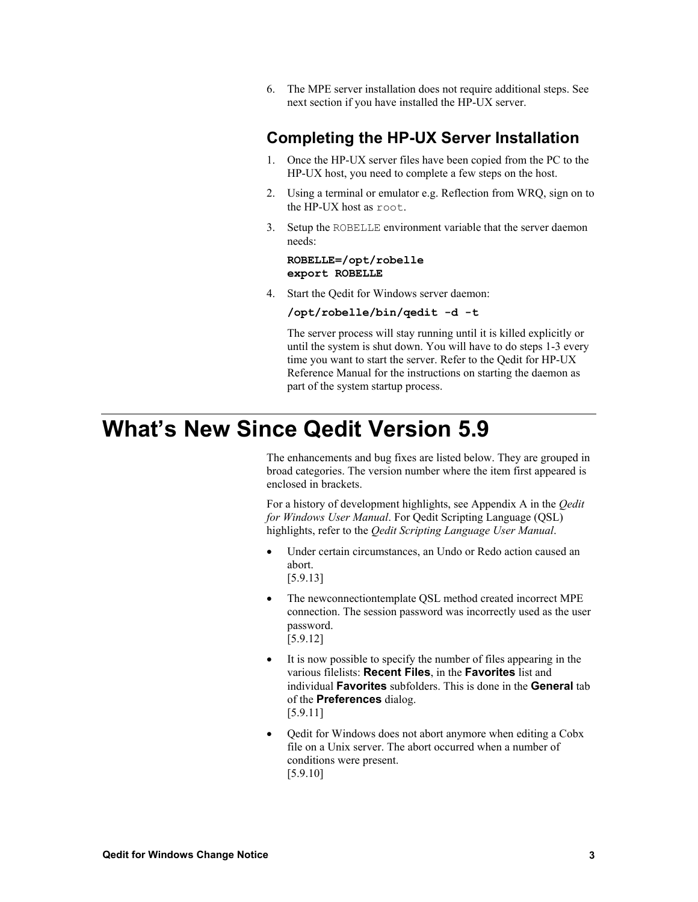6. The MPE server installation does not require additional steps. See next section if you have installed the HP-UX server.

### Completing the HP-UX Server Installation

1. Once the HP-UX server files have been copied from the PC to the HP-UX host, you need to complete a few steps on the host.
2. Using a terminal or emulator e.g. Reflection from WRQ, sign on to the HP-UX host as `root`.
3. Setup the `ROBELLE` environment variable that the server daemon needs:

   ```
   ROBELLE=/opt/robelle
   export ROBELLE
   ```

4. Start the Qedit for Windows server daemon:

   ```
   /opt/robelle/bin/qedit -d -t
   ```

   The server process will stay running until it is killed explicitly or until the system is shut down. You will have to do steps 1-3 every time you want to start the server. Refer to the Qedit for HP-UX Reference Manual for the instructions on starting the daemon as part of the system startup process.

# What's New Since Qedit Version 5.9

The enhancements and bug fixes are listed below. They are grouped in broad categories. The version number where the item first appeared is enclosed in brackets.

For a history of development highlights, see Appendix A in the *Qedit for Windows User Manual*. For Qedit Scripting Language (QSL) highlights, refer to the *Qedit Scripting Language User Manual*.

- Under certain circumstances, an Undo or Redo action caused an abort.
  [5.9.13]
- The newconnectiontemplate QSL method created incorrect MPE connection. The session password was incorrectly used as the user password.
  [5.9.12]
- It is now possible to specify the number of files appearing in the various filelists: **Recent Files**, in the **Favorites** list and individual **Favorites** subfolders. This is done in the **General** tab of the **Preferences** dialog.
  [5.9.11]
- Qedit for Windows does not abort anymore when editing a Cobx file on a Unix server. The abort occurred when a number of conditions were present.
  [5.9.10]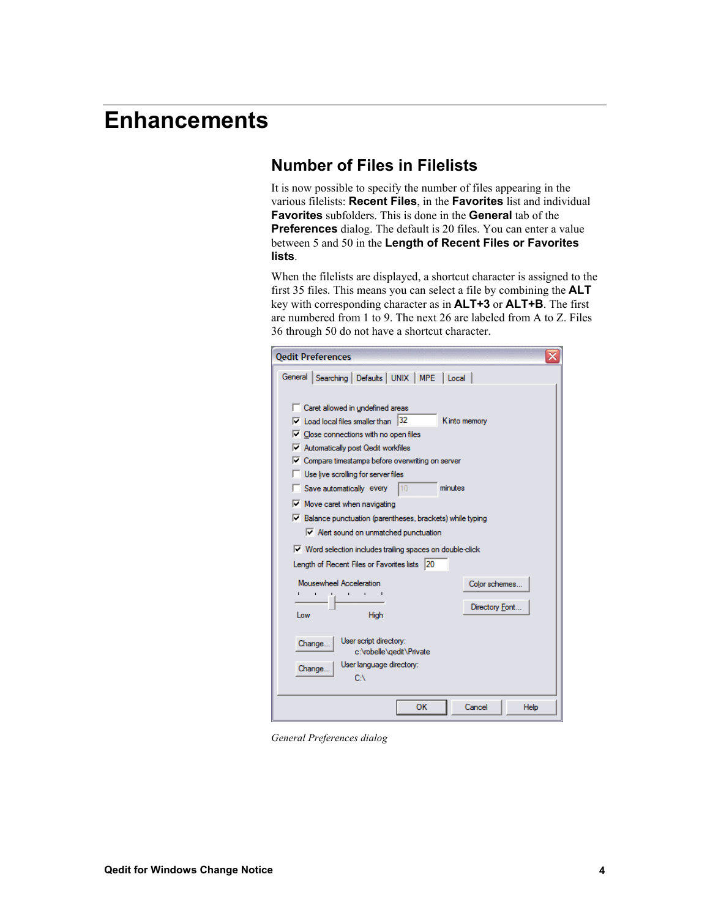# Enhancements

## Number of Files in Filelists

It is now possible to specify the number of files appearing in the various filelists: **Recent Files**, in the **Favorites** list and individual **Favorites** subfolders. This is done in the **General** tab of the **Preferences** dialog. The default is 20 files. You can enter a value between 5 and 50 in the **Length of Recent Files or Favorites lists**.

When the filelists are displayed, a shortcut character is assigned to the first 35 files. This means you can select a file by combining the **ALT** key with corresponding character as in **ALT+3** or **ALT+B**. The first are numbered from 1 to 9. The next 26 are labeled from A to Z. Files 36 through 50 do not have a shortcut character.

*General Preferences dialog*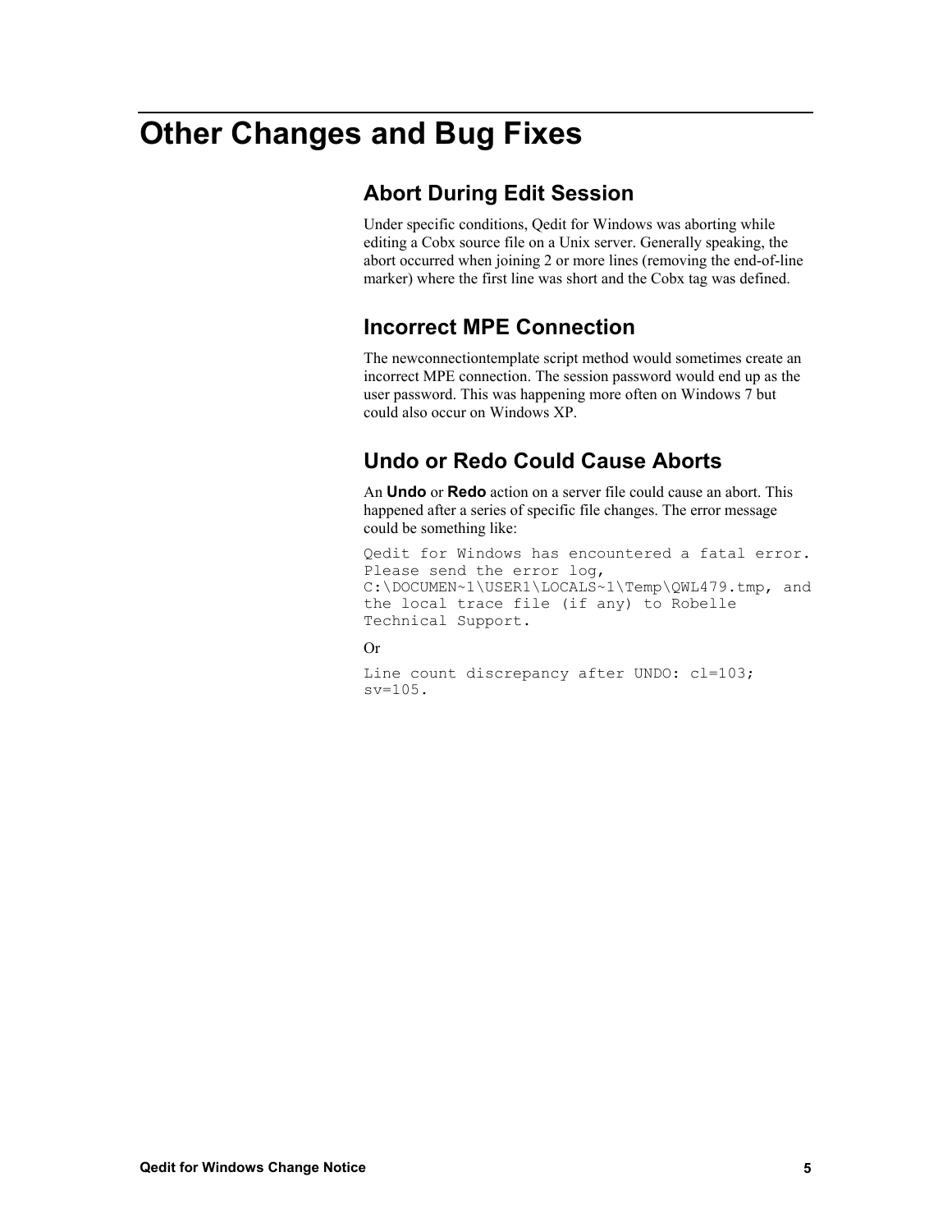# Other Changes and Bug Fixes

## Abort During Edit Session

Under specific conditions, Qedit for Windows was aborting while editing a Cobx source file on a Unix server. Generally speaking, the abort occurred when joining 2 or more lines (removing the end-of-line marker) where the first line was short and the Cobx tag was defined.

## Incorrect MPE Connection

The newconnectiontemplate script method would sometimes create an incorrect MPE connection. The session password would end up as the user password. This was happening more often on Windows 7 but could also occur on Windows XP.

## Undo or Redo Could Cause Aborts

An **Undo** or **Redo** action on a server file could cause an abort. This happened after a series of specific file changes. The error message could be something like:

```
Qedit for Windows has encountered a fatal error.
Please send the error log,
C:\DOCUMEN~1\USER1\LOCALS~1\Temp\QWL479.tmp, and
the local trace file (if any) to Robelle
Technical Support.
```

Or

```
Line count discrepancy after UNDO: cl=103;
sv=105.
```